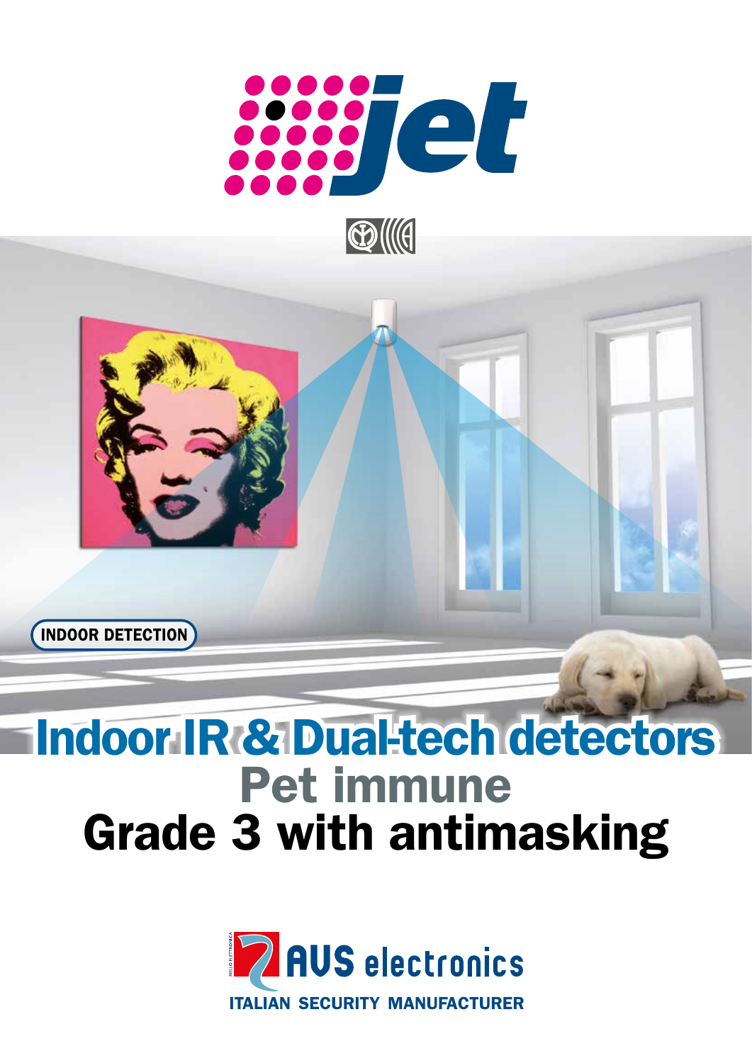# jet

INDOOR DETECTION

# Indoor IR & Dual-tech detectors

## Pet immune

## Grade 3 with antimasking

AVS electronics

ITALIAN SECURITY MANUFACTURER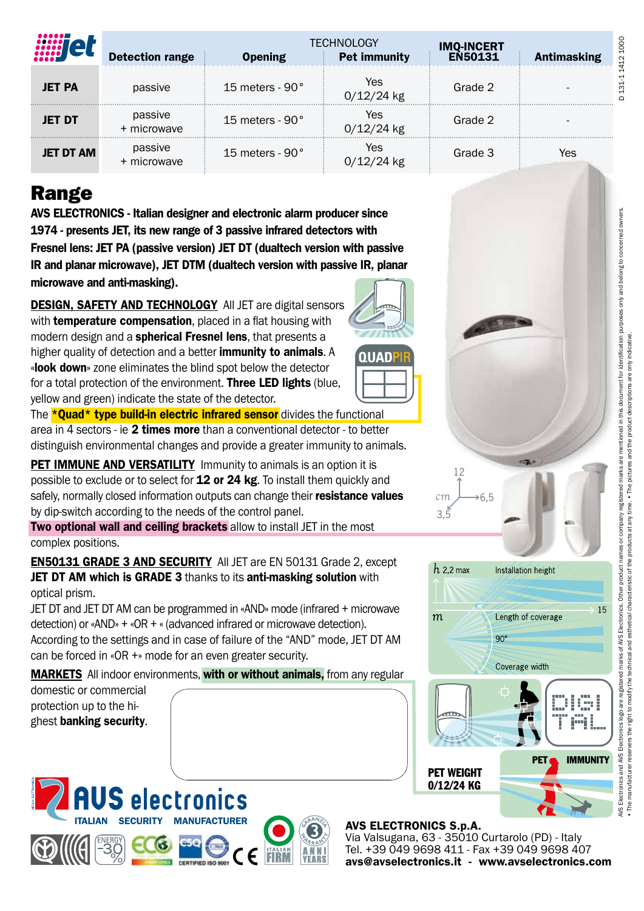| jet | Detection range | Opening | TECHNOLOGY Pet immunity | IMQ-INCERT EN50131 | Antimasking |
|---|---|---|---|---|---|
| **JET PA** | passive | 15 meters - 90° | Yes 0/12/24 kg | Grade 2 | - |
| **JET DT** | passive + microwave | 15 meters - 90° | Yes 0/12/24 kg | Grade 2 | - |
| **JET DT AM** | passive + microwave | 15 meters - 90° | Yes 0/12/24 kg | Grade 3 | Yes |

D 131-1 1412 1000

# Range

**AVS ELECTRONICS - Italian designer and electronic alarm producer since 1974 - presents JET, its new range of 3 passive infrared detectors with Fresnel lens: JET PA (passive version) JET DT (dualtech version with passive IR and planar microwave), JET DTM (dualtech version with passive IR, planar microwave and anti-masking).**

**DESIGN, SAFETY AND TECHNOLOGY** All JET are digital sensors with **temperature compensation**, placed in a flat housing with modern design and a **spherical Fresnel lens**, that presents a higher quality of detection and a better **immunity to animals**. A «**look down**» zone eliminates the blind spot below the detector for a total protection of the environment. **Three LED lights** (blue, yellow and green) indicate the state of the detector.

QUADPIR

The ***Quad* type build-in electric infrared sensor** divides the functional area in 4 sectors - ie **2 times more** than a conventional detector - to better distinguish environmental changes and provide a greater immunity to animals.

**PET IMMUNE AND VERSATILITY** Immunity to animals is an option it is possible to exclude or to select for **12 or 24 kg**. To install them quickly and safely, normally closed information outputs can change their **resistance values** by dip-switch according to the needs of the control panel.

**Two optional wall and ceiling brackets** allow to install JET in the most complex positions.

**EN50131 GRADE 3 AND SECURITY** All JET are EN 50131 Grade 2, except **JET DT AM which is GRADE 3** thanks to its **anti-masking solution** with optical prism.

JET DT and JET DT AM can be programmed in «AND» mode (infrared + microwave detection) or «AND» + «OR + « (advanced infrared or microwave detection).

According to the settings and in case of failure of the "AND" mode, JET DT AM can be forced in «OR +» mode for an even greater security.

**MARKETS** All indoor environments, **with or without animals,** from any regular domestic or commercial protection up to the highest **banking security**.

12
cm
6,5
3,5

h 2,2 max
Installation height
m
15
Length of coverage
90°
Coverage width

DIGITAL

PET WEIGHT
0/12/24 KG

PET IMMUNITY

AVS electronics
ITALIAN SECURITY MANUFACTURER

ENERGY -30%
CERTIFIED ISO 9001
ITALIAN FIRM
GARANZIA WARRANTY 3 ANNI YEARS

**AVS ELECTRONICS S.p.A.**
Via Valsugana, 63 - 35010 Curtarolo (PD) - Italy
Tel. +39 049 9698 411 - Fax +39 049 9698 407
**avs@avselectronics.it - www.avselectronics.com**

AVS Electronics and AVS Electronics logo are registered marks of AVS Electronics. Other product names or company registered marks are mentioned in this document for identification purposes only and belong to concerned owners.
• The manufacturer reserves the right to modify the technical and esthetical characteristic of the products at any time. • The pictures and the product descriptions are only indicative.